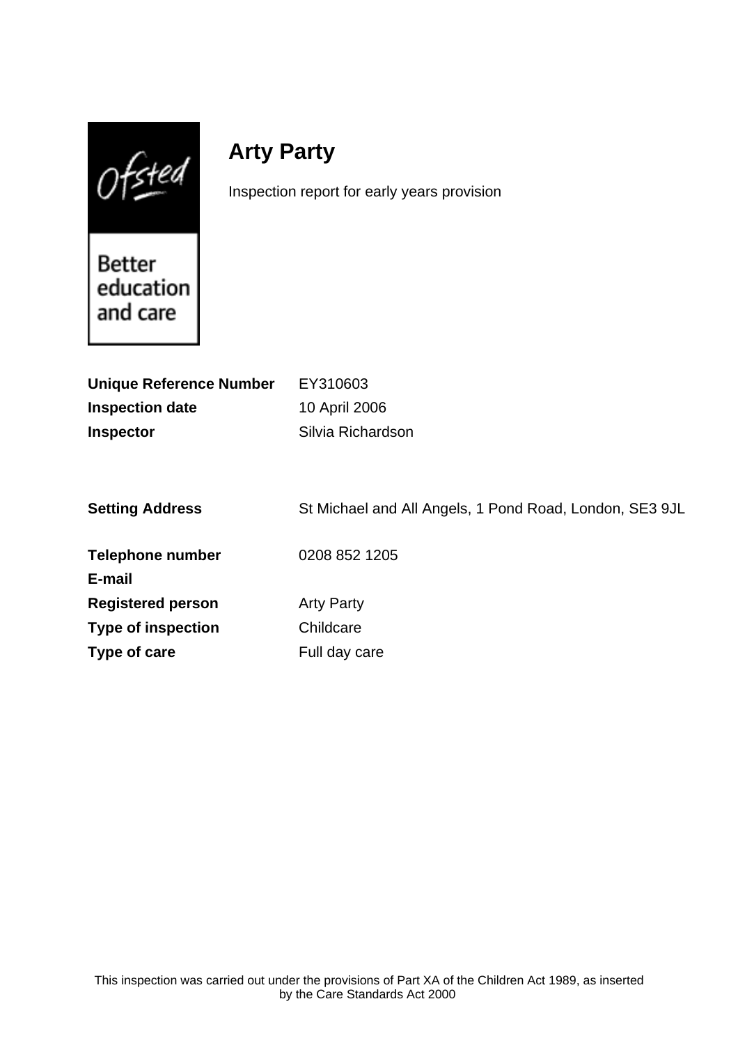Ofsted

Better education and care

# Arty Party

Inspection report for early years provision

| | |
|---|---|
| **Unique Reference Number** | EY310603 |
| **Inspection date** | 10 April 2006 |
| **Inspector** | Silvia Richardson |
| | |
| **Setting Address** | St Michael and All Angels, 1 Pond Road, London, SE3 9JL |
| | |
| **Telephone number** | 0208 852 1205 |
| **E-mail** | |
| **Registered person** | Arty Party |
| **Type of inspection** | Childcare |
| **Type of care** | Full day care |

This inspection was carried out under the provisions of Part XA of the Children Act 1989, as inserted by the Care Standards Act 2000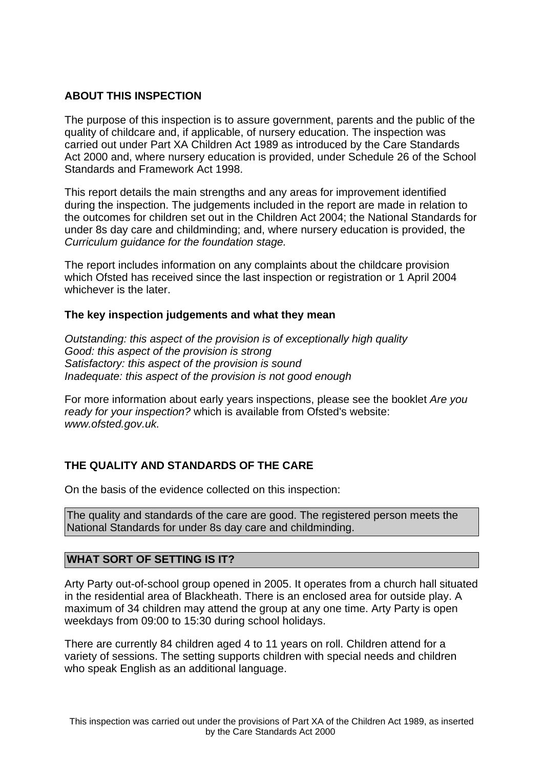## ABOUT THIS INSPECTION

The purpose of this inspection is to assure government, parents and the public of the quality of childcare and, if applicable, of nursery education. The inspection was carried out under Part XA Children Act 1989 as introduced by the Care Standards Act 2000 and, where nursery education is provided, under Schedule 26 of the School Standards and Framework Act 1998.

This report details the main strengths and any areas for improvement identified during the inspection. The judgements included in the report are made in relation to the outcomes for children set out in the Children Act 2004; the National Standards for under 8s day care and childminding; and, where nursery education is provided, the *Curriculum guidance for the foundation stage.*

The report includes information on any complaints about the childcare provision which Ofsted has received since the last inspection or registration or 1 April 2004 whichever is the later.

### The key inspection judgements and what they mean

*Outstanding: this aspect of the provision is of exceptionally high quality*
*Good: this aspect of the provision is strong*
*Satisfactory: this aspect of the provision is sound*
*Inadequate: this aspect of the provision is not good enough*

For more information about early years inspections, please see the booklet *Are you ready for your inspection?* which is available from Ofsted's website: *www.ofsted.gov.uk.*

## THE QUALITY AND STANDARDS OF THE CARE

On the basis of the evidence collected on this inspection:

The quality and standards of the care are good. The registered person meets the National Standards for under 8s day care and childminding.

## WHAT SORT OF SETTING IS IT?

Arty Party out-of-school group opened in 2005. It operates from a church hall situated in the residential area of Blackheath. There is an enclosed area for outside play. A maximum of 34 children may attend the group at any one time. Arty Party is open weekdays from 09:00 to 15:30 during school holidays.

There are currently 84 children aged 4 to 11 years on roll. Children attend for a variety of sessions. The setting supports children with special needs and children who speak English as an additional language.

This inspection was carried out under the provisions of Part XA of the Children Act 1989, as inserted by the Care Standards Act 2000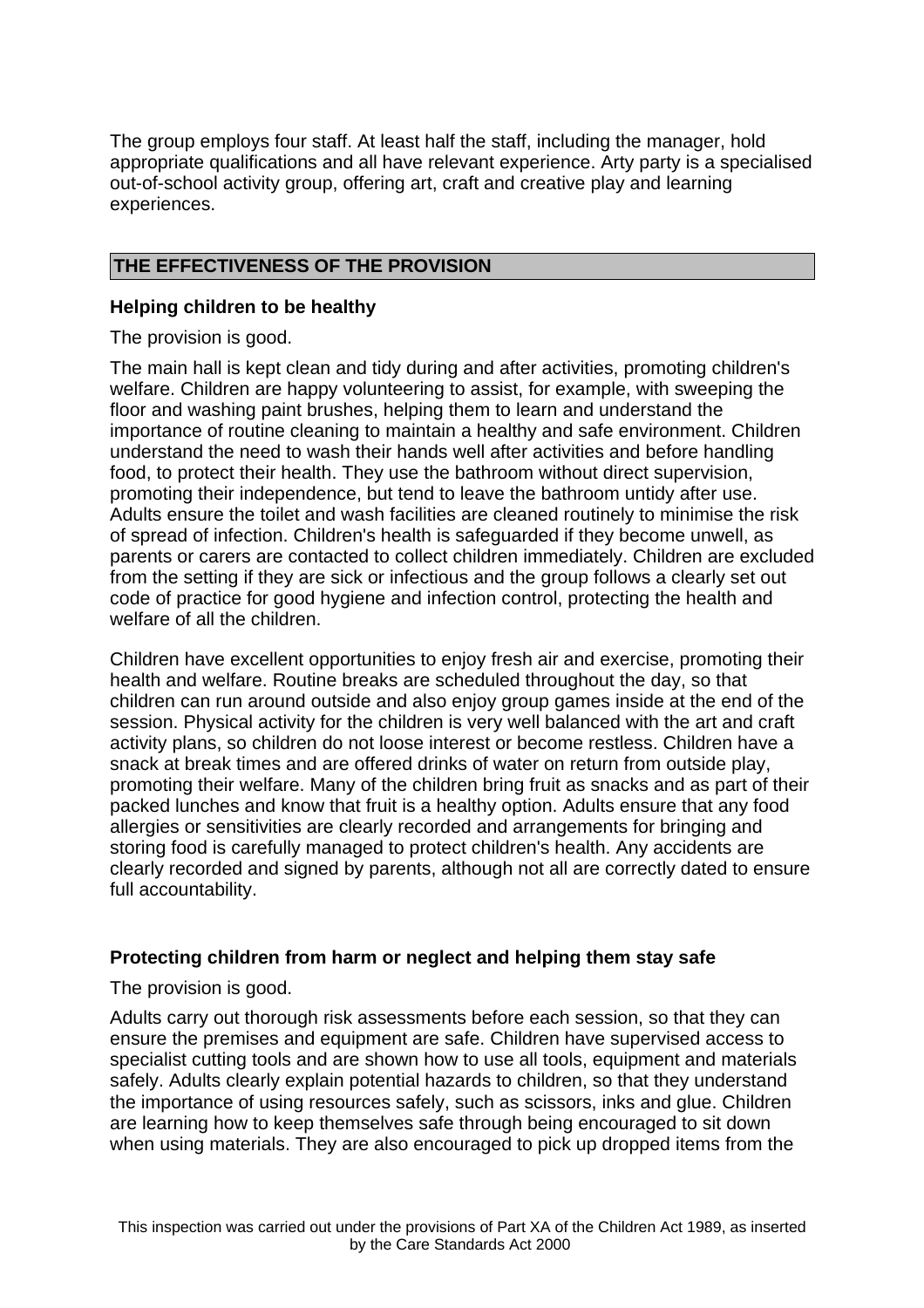The group employs four staff. At least half the staff, including the manager, hold appropriate qualifications and all have relevant experience. Arty party is a specialised out-of-school activity group, offering art, craft and creative play and learning experiences.

## THE EFFECTIVENESS OF THE PROVISION

### Helping children to be healthy

The provision is good.

The main hall is kept clean and tidy during and after activities, promoting children's welfare. Children are happy volunteering to assist, for example, with sweeping the floor and washing paint brushes, helping them to learn and understand the importance of routine cleaning to maintain a healthy and safe environment. Children understand the need to wash their hands well after activities and before handling food, to protect their health. They use the bathroom without direct supervision, promoting their independence, but tend to leave the bathroom untidy after use. Adults ensure the toilet and wash facilities are cleaned routinely to minimise the risk of spread of infection. Children's health is safeguarded if they become unwell, as parents or carers are contacted to collect children immediately. Children are excluded from the setting if they are sick or infectious and the group follows a clearly set out code of practice for good hygiene and infection control, protecting the health and welfare of all the children.

Children have excellent opportunities to enjoy fresh air and exercise, promoting their health and welfare. Routine breaks are scheduled throughout the day, so that children can run around outside and also enjoy group games inside at the end of the session. Physical activity for the children is very well balanced with the art and craft activity plans, so children do not loose interest or become restless. Children have a snack at break times and are offered drinks of water on return from outside play, promoting their welfare. Many of the children bring fruit as snacks and as part of their packed lunches and know that fruit is a healthy option. Adults ensure that any food allergies or sensitivities are clearly recorded and arrangements for bringing and storing food is carefully managed to protect children's health. Any accidents are clearly recorded and signed by parents, although not all are correctly dated to ensure full accountability.

### Protecting children from harm or neglect and helping them stay safe

The provision is good.

Adults carry out thorough risk assessments before each session, so that they can ensure the premises and equipment are safe. Children have supervised access to specialist cutting tools and are shown how to use all tools, equipment and materials safely. Adults clearly explain potential hazards to children, so that they understand the importance of using resources safely, such as scissors, inks and glue. Children are learning how to keep themselves safe through being encouraged to sit down when using materials. They are also encouraged to pick up dropped items from the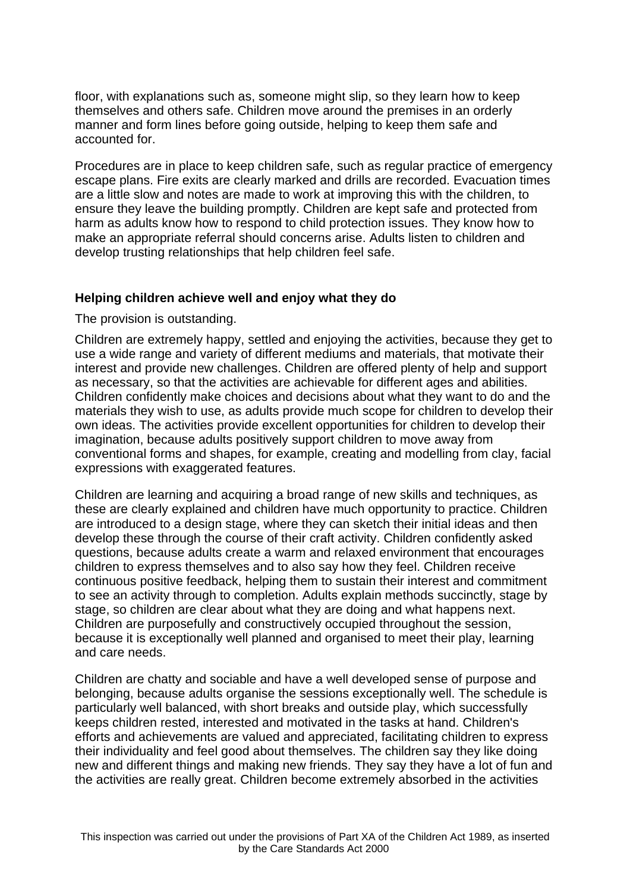floor, with explanations such as, someone might slip, so they learn how to keep themselves and others safe. Children move around the premises in an orderly manner and form lines before going outside, helping to keep them safe and accounted for.

Procedures are in place to keep children safe, such as regular practice of emergency escape plans. Fire exits are clearly marked and drills are recorded. Evacuation times are a little slow and notes are made to work at improving this with the children, to ensure they leave the building promptly. Children are kept safe and protected from harm as adults know how to respond to child protection issues. They know how to make an appropriate referral should concerns arise. Adults listen to children and develop trusting relationships that help children feel safe.

**Helping children achieve well and enjoy what they do**

The provision is outstanding.

Children are extremely happy, settled and enjoying the activities, because they get to use a wide range and variety of different mediums and materials, that motivate their interest and provide new challenges. Children are offered plenty of help and support as necessary, so that the activities are achievable for different ages and abilities. Children confidently make choices and decisions about what they want to do and the materials they wish to use, as adults provide much scope for children to develop their own ideas. The activities provide excellent opportunities for children to develop their imagination, because adults positively support children to move away from conventional forms and shapes, for example, creating and modelling from clay, facial expressions with exaggerated features.

Children are learning and acquiring a broad range of new skills and techniques, as these are clearly explained and children have much opportunity to practice. Children are introduced to a design stage, where they can sketch their initial ideas and then develop these through the course of their craft activity. Children confidently asked questions, because adults create a warm and relaxed environment that encourages children to express themselves and to also say how they feel. Children receive continuous positive feedback, helping them to sustain their interest and commitment to see an activity through to completion. Adults explain methods succinctly, stage by stage, so children are clear about what they are doing and what happens next. Children are purposefully and constructively occupied throughout the session, because it is exceptionally well planned and organised to meet their play, learning and care needs.

Children are chatty and sociable and have a well developed sense of purpose and belonging, because adults organise the sessions exceptionally well. The schedule is particularly well balanced, with short breaks and outside play, which successfully keeps children rested, interested and motivated in the tasks at hand. Children's efforts and achievements are valued and appreciated, facilitating children to express their individuality and feel good about themselves. The children say they like doing new and different things and making new friends. They say they have a lot of fun and the activities are really great. Children become extremely absorbed in the activities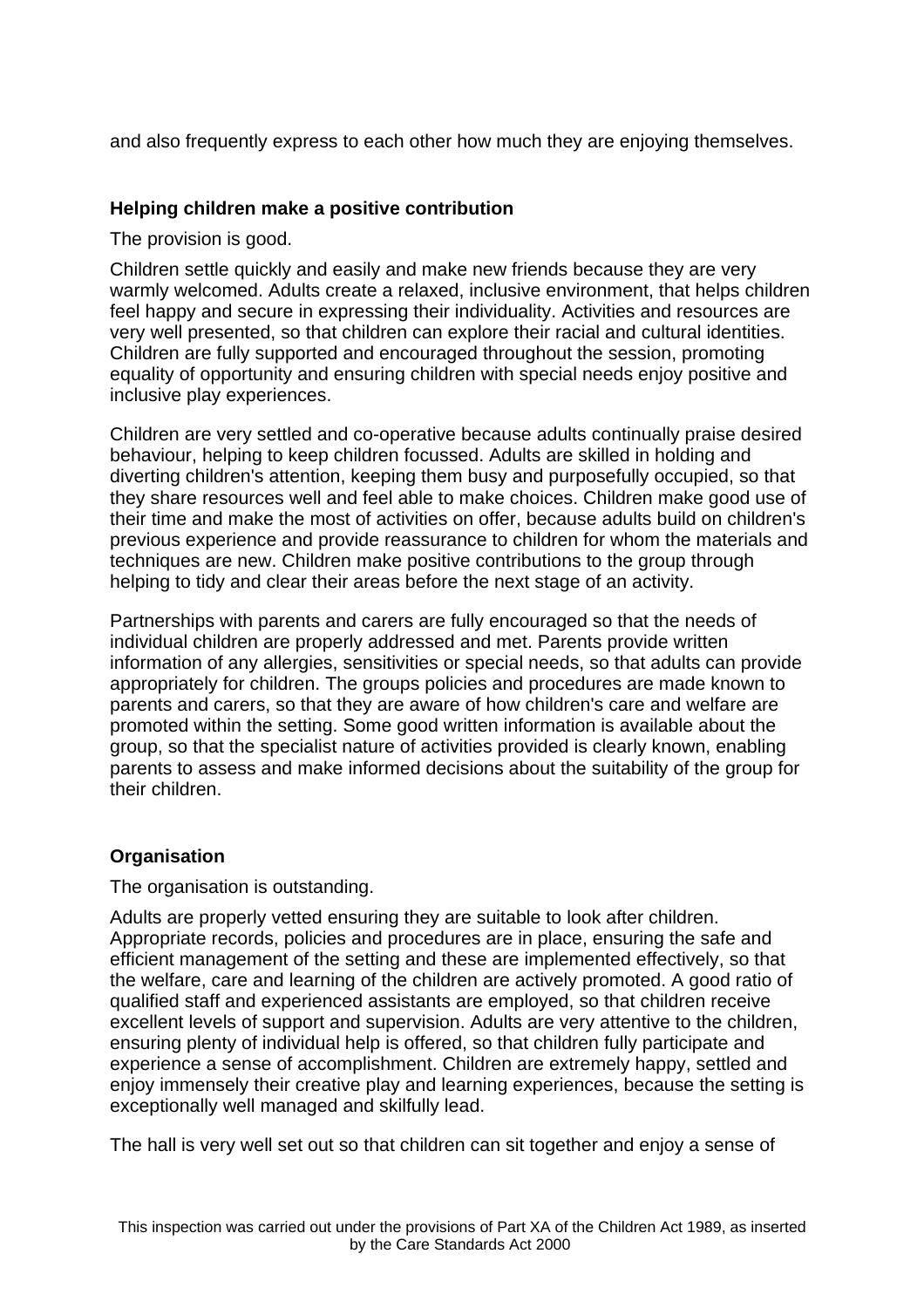and also frequently express to each other how much they are enjoying themselves.

**Helping children make a positive contribution**

The provision is good.

Children settle quickly and easily and make new friends because they are very warmly welcomed. Adults create a relaxed, inclusive environment, that helps children feel happy and secure in expressing their individuality. Activities and resources are very well presented, so that children can explore their racial and cultural identities. Children are fully supported and encouraged throughout the session, promoting equality of opportunity and ensuring children with special needs enjoy positive and inclusive play experiences.

Children are very settled and co-operative because adults continually praise desired behaviour, helping to keep children focussed. Adults are skilled in holding and diverting children's attention, keeping them busy and purposefully occupied, so that they share resources well and feel able to make choices. Children make good use of their time and make the most of activities on offer, because adults build on children's previous experience and provide reassurance to children for whom the materials and techniques are new. Children make positive contributions to the group through helping to tidy and clear their areas before the next stage of an activity.

Partnerships with parents and carers are fully encouraged so that the needs of individual children are properly addressed and met. Parents provide written information of any allergies, sensitivities or special needs, so that adults can provide appropriately for children. The groups policies and procedures are made known to parents and carers, so that they are aware of how children's care and welfare are promoted within the setting. Some good written information is available about the group, so that the specialist nature of activities provided is clearly known, enabling parents to assess and make informed decisions about the suitability of the group for their children.

**Organisation**

The organisation is outstanding.

Adults are properly vetted ensuring they are suitable to look after children. Appropriate records, policies and procedures are in place, ensuring the safe and efficient management of the setting and these are implemented effectively, so that the welfare, care and learning of the children are actively promoted. A good ratio of qualified staff and experienced assistants are employed, so that children receive excellent levels of support and supervision. Adults are very attentive to the children, ensuring plenty of individual help is offered, so that children fully participate and experience a sense of accomplishment. Children are extremely happy, settled and enjoy immensely their creative play and learning experiences, because the setting is exceptionally well managed and skilfully lead.

The hall is very well set out so that children can sit together and enjoy a sense of

This inspection was carried out under the provisions of Part XA of the Children Act 1989, as inserted by the Care Standards Act 2000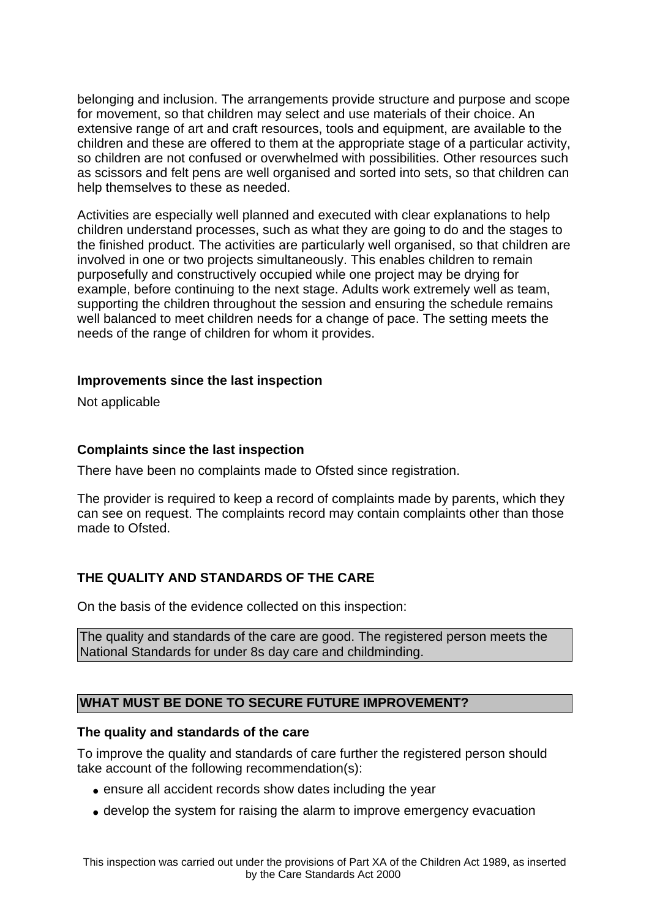belonging and inclusion. The arrangements provide structure and purpose and scope for movement, so that children may select and use materials of their choice. An extensive range of art and craft resources, tools and equipment, are available to the children and these are offered to them at the appropriate stage of a particular activity, so children are not confused or overwhelmed with possibilities. Other resources such as scissors and felt pens are well organised and sorted into sets, so that children can help themselves to these as needed.

Activities are especially well planned and executed with clear explanations to help children understand processes, such as what they are going to do and the stages to the finished product. The activities are particularly well organised, so that children are involved in one or two projects simultaneously. This enables children to remain purposefully and constructively occupied while one project may be drying for example, before continuing to the next stage. Adults work extremely well as team, supporting the children throughout the session and ensuring the schedule remains well balanced to meet children needs for a change of pace. The setting meets the needs of the range of children for whom it provides.

**Improvements since the last inspection**

Not applicable

**Complaints since the last inspection**

There have been no complaints made to Ofsted since registration.

The provider is required to keep a record of complaints made by parents, which they can see on request. The complaints record may contain complaints other than those made to Ofsted.

**THE QUALITY AND STANDARDS OF THE CARE**

On the basis of the evidence collected on this inspection:

The quality and standards of the care are good. The registered person meets the National Standards for under 8s day care and childminding.

**WHAT MUST BE DONE TO SECURE FUTURE IMPROVEMENT?**

**The quality and standards of the care**

To improve the quality and standards of care further the registered person should take account of the following recommendation(s):

- ensure all accident records show dates including the year
- develop the system for raising the alarm to improve emergency evacuation

This inspection was carried out under the provisions of Part XA of the Children Act 1989, as inserted by the Care Standards Act 2000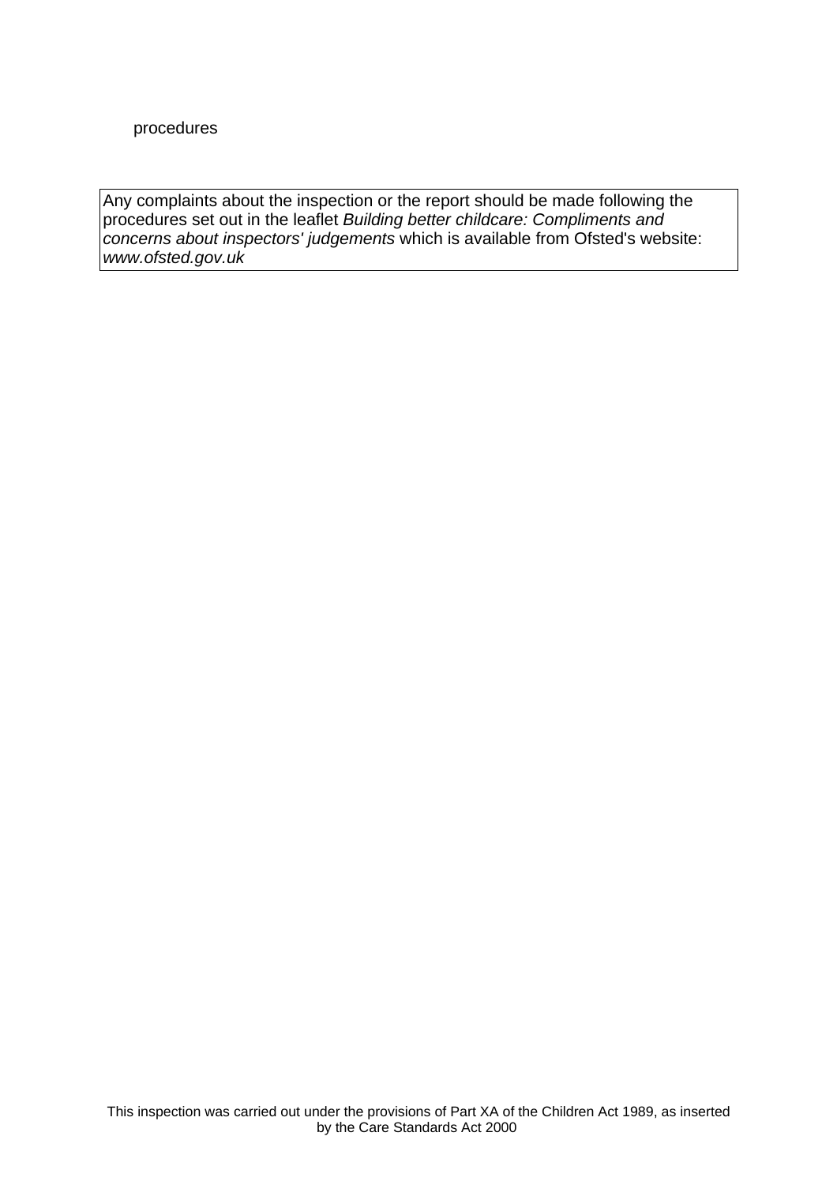procedures

Any complaints about the inspection or the report should be made following the procedures set out in the leaflet *Building better childcare: Compliments and concerns about inspectors' judgements* which is available from Ofsted's website: *www.ofsted.gov.uk*

This inspection was carried out under the provisions of Part XA of the Children Act 1989, as inserted by the Care Standards Act 2000